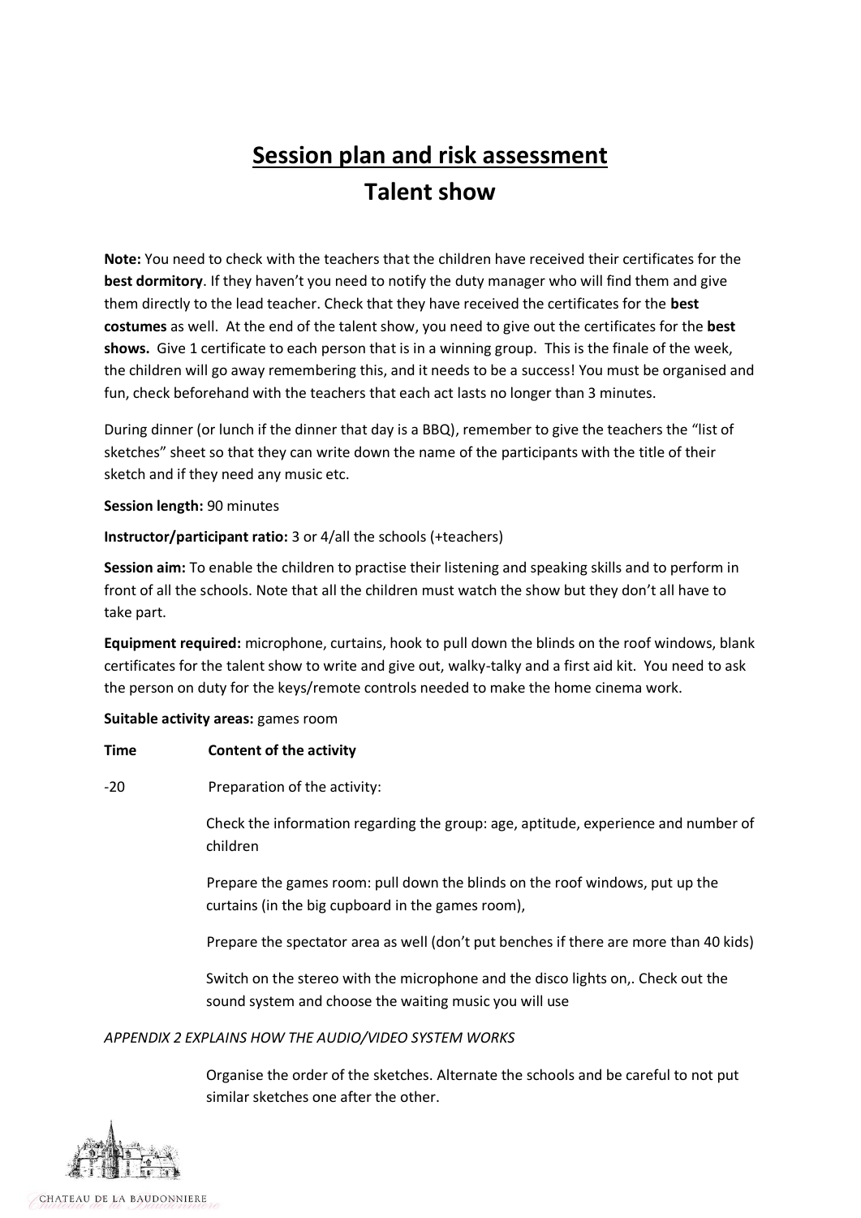# Session plan and risk assessment

## Talent show

**Note:** You need to check with the teachers that the children have received their certificates for the **best dormitory**. If they haven't you need to notify the duty manager who will find them and give them directly to the lead teacher. Check that they have received the certificates for the **best costumes** as well. At the end of the talent show, you need to give out the certificates for the **best shows.** Give 1 certificate to each person that is in a winning group. This is the finale of the week, the children will go away remembering this, and it needs to be a success! You must be organised and fun, check beforehand with the teachers that each act lasts no longer than 3 minutes.

During dinner (or lunch if the dinner that day is a BBQ), remember to give the teachers the "list of sketches" sheet so that they can write down the name of the participants with the title of their sketch and if they need any music etc.

**Session length:** 90 minutes

**Instructor/participant ratio:** 3 or 4/all the schools (+teachers)

**Session aim:** To enable the children to practise their listening and speaking skills and to perform in front of all the schools. Note that all the children must watch the show but they don't all have to take part.

**Equipment required:** microphone, curtains, hook to pull down the blinds on the roof windows, blank certificates for the talent show to write and give out, walky-talky and a first aid kit. You need to ask the person on duty for the keys/remote controls needed to make the home cinema work.

**Suitable activity areas:** games room

| **Time** | **Content of the activity** |
|---|---|
| -20 | Preparation of the activity: |
| | Check the information regarding the group: age, aptitude, experience and number of children |
| | Prepare the games room: pull down the blinds on the roof windows, put up the curtains (in the big cupboard in the games room), |
| | Prepare the spectator area as well (don't put benches if there are more than 40 kids) |
| | Switch on the stereo with the microphone and the disco lights on,. Check out the sound system and choose the waiting music you will use |

*APPENDIX 2 EXPLAINS HOW THE AUDIO/VIDEO SYSTEM WORKS*

Organise the order of the sketches. Alternate the schools and be careful to not put similar sketches one after the other.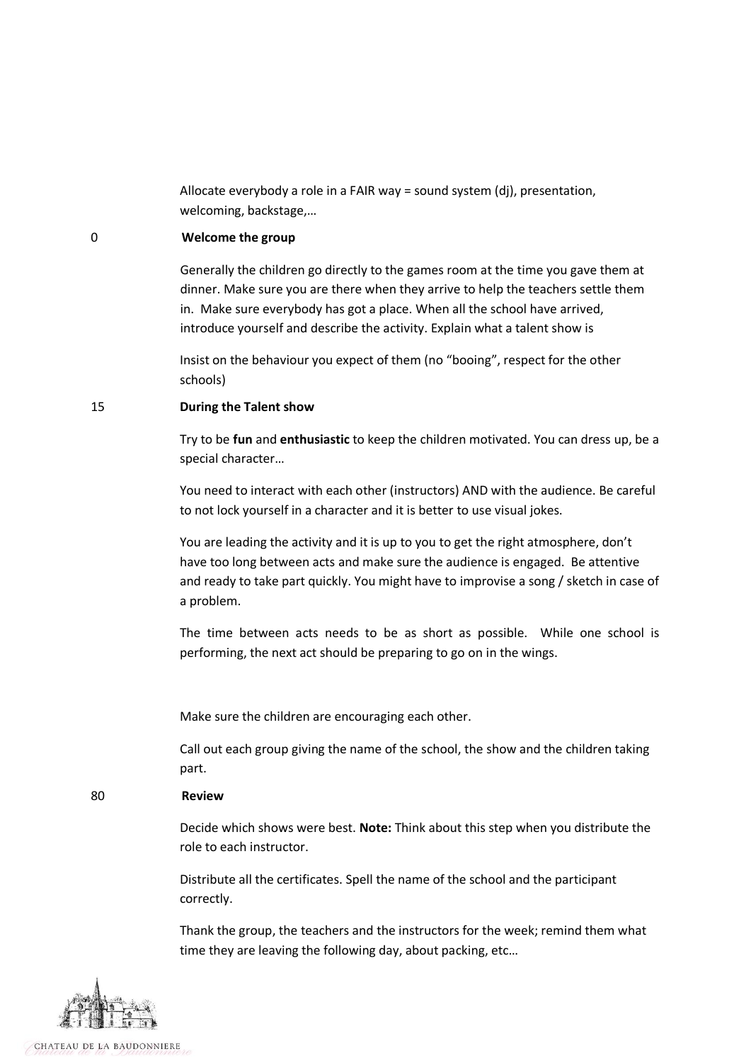Allocate everybody a role in a FAIR way = sound system (dj), presentation, welcoming, backstage,…

0 **Welcome the group**

Generally the children go directly to the games room at the time you gave them at dinner. Make sure you are there when they arrive to help the teachers settle them in. Make sure everybody has got a place. When all the school have arrived, introduce yourself and describe the activity. Explain what a talent show is

Insist on the behaviour you expect of them (no "booing", respect for the other schools)

15 **During the Talent show**

Try to be **fun** and **enthusiastic** to keep the children motivated. You can dress up, be a special character…

You need to interact with each other (instructors) AND with the audience. Be careful to not lock yourself in a character and it is better to use visual jokes.

You are leading the activity and it is up to you to get the right atmosphere, don't have too long between acts and make sure the audience is engaged. Be attentive and ready to take part quickly. You might have to improvise a song / sketch in case of a problem.

The time between acts needs to be as short as possible. While one school is performing, the next act should be preparing to go on in the wings.

Make sure the children are encouraging each other.

Call out each group giving the name of the school, the show and the children taking part.

80 **Review**

Decide which shows were best. **Note:** Think about this step when you distribute the role to each instructor.

Distribute all the certificates. Spell the name of the school and the participant correctly.

Thank the group, the teachers and the instructors for the week; remind them what time they are leaving the following day, about packing, etc…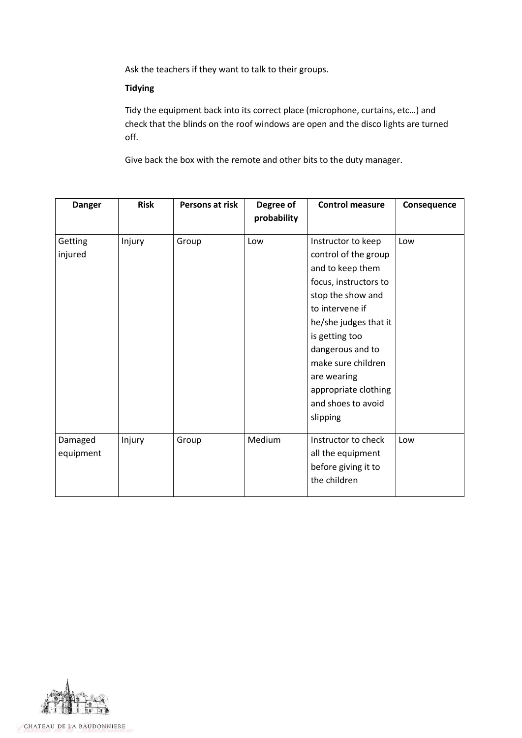Ask the teachers if they want to talk to their groups.

**Tidying**

Tidy the equipment back into its correct place (microphone, curtains, etc…) and check that the blinds on the roof windows are open and the disco lights are turned off.

Give back the box with the remote and other bits to the duty manager.

| Danger | Risk | Persons at risk | Degree of probability | Control measure | Consequence |
|---|---|---|---|---|---|
| Getting injured | Injury | Group | Low | Instructor to keep control of the group and to keep them focus, instructors to stop the show and to intervene if he/she judges that it is getting too dangerous and to make sure children are wearing appropriate clothing and shoes to avoid slipping | Low |
| Damaged equipment | Injury | Group | Medium | Instructor to check all the equipment before giving it to the children | Low |